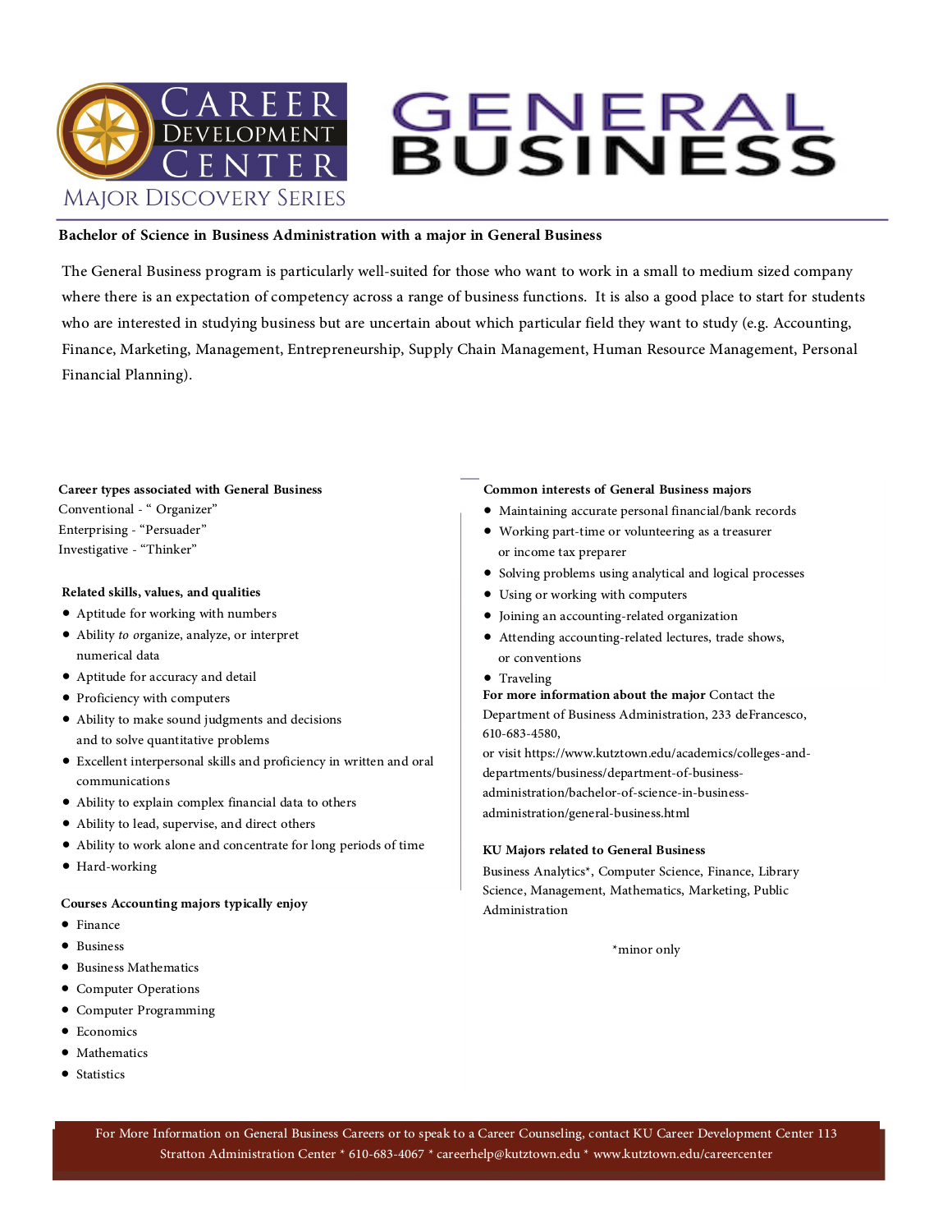# Career Development Center

Major Discovery Series

# GENERAL BUSINESS

**Bachelor of Science in Business Administration with a major in General Business**

The General Business program is particularly well-suited for those who want to work in a small to medium sized company where there is an expectation of competency across a range of business functions. It is also a good place to start for students who are interested in studying business but are uncertain about which particular field they want to study (e.g. Accounting, Finance, Marketing, Management, Entrepreneurship, Supply Chain Management, Human Resource Management, Personal Financial Planning).

**Career types associated with General Business**

Conventional - " Organizer"
Enterprising - "Persuader"
Investigative - "Thinker"

**Related skills, values, and qualities**

- Aptitude for working with numbers
- Ability *to* organize, analyze, or interpret numerical data
- Aptitude for accuracy and detail
- Proficiency with computers
- Ability to make sound judgments and decisions and to solve quantitative problems
- Excellent interpersonal skills and proficiency in written and oral communications
- Ability to explain complex financial data to others
- Ability to lead, supervise, and direct others
- Ability to work alone and concentrate for long periods of time
- Hard-working

**Courses Accounting majors typically enjoy**

- Finance
- Business
- Business Mathematics
- Computer Operations
- Computer Programming
- Economics
- Mathematics
- Statistics

**Common interests of General Business majors**

- Maintaining accurate personal financial/bank records
- Working part-time or volunteering as a treasurer or income tax preparer
- Solving problems using analytical and logical processes
- Using or working with computers
- Joining an accounting-related organization
- Attending accounting-related lectures, trade shows, or conventions
- Traveling

**For more information about the major** Contact the Department of Business Administration, 233 deFrancesco, 610-683-4580,
or visit https://www.kutztown.edu/academics/colleges-and-departments/business/department-of-business-administration/bachelor-of-science-in-business-administration/general-business.html

**KU Majors related to General Business**

Business Analytics*, Computer Science, Finance, Library Science, Management, Mathematics, Marketing, Public Administration

*minor only

For More Information on General Business Careers or to speak to a Career Counseling, contact KU Career Development Center 113 Stratton Administration Center * 610-683-4067 * careerhelp@kutztown.edu * www.kutztown.edu/careercenter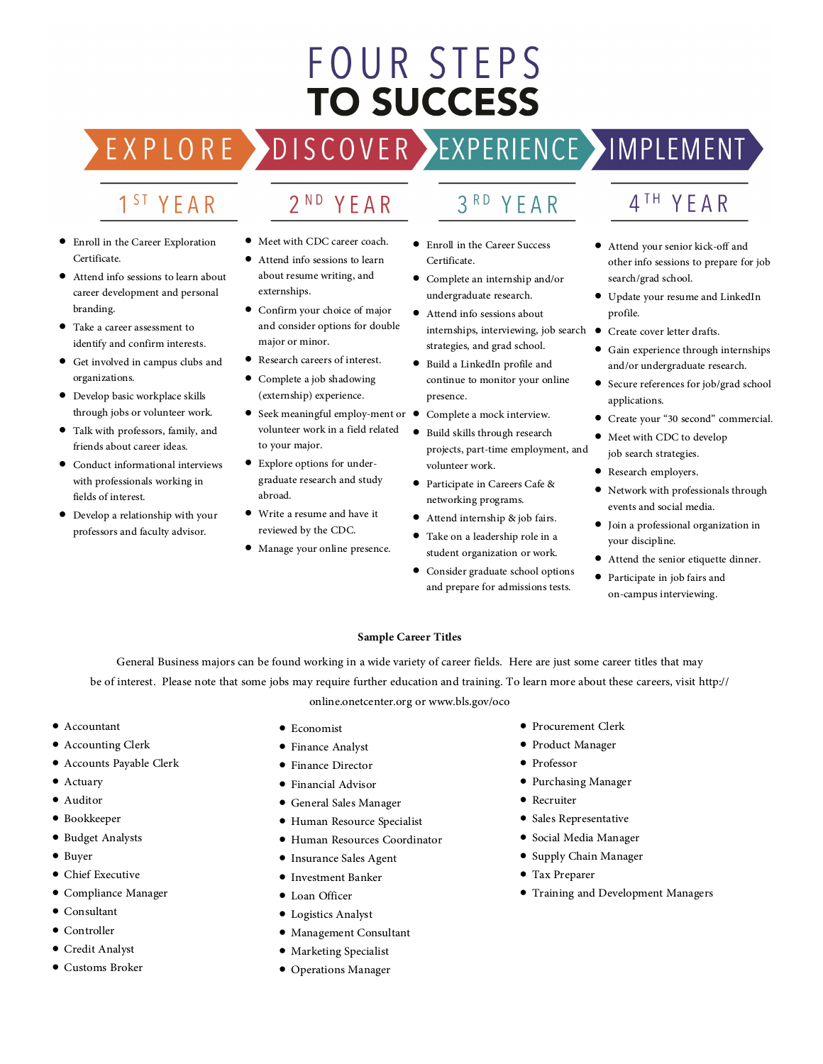# FOUR STEPS TO SUCCESS

## EXPLORE — 1ST YEAR

- Enroll in the Career Exploration Certificate.
- Attend info sessions to learn about career development and personal branding.
- Take a career assessment to identify and confirm interests.
- Get involved in campus clubs and organizations.
- Develop basic workplace skills through jobs or volunteer work.
- Talk with professors, family, and friends about career ideas.
- Conduct informational interviews with professionals working in fields of interest.
- Develop a relationship with your professors and faculty advisor.

## DISCOVER — 2ND YEAR

- Meet with CDC career coach.
- Attend info sessions to learn about resume writing, and externships.
- Confirm your choice of major and consider options for double major or minor.
- Research careers of interest.
- Complete a job shadowing (externship) experience.
- Seek meaningful employ-ment or volunteer work in a field related to your major.
- Explore options for under-graduate research and study abroad.
- Write a resume and have it reviewed by the CDC.
- Manage your online presence.

## EXPERIENCE — 3RD YEAR

- Enroll in the Career Success Certificate.
- Complete an internship and/or undergraduate research.
- Attend info sessions about internships, interviewing, job search strategies, and grad school.
- Build a LinkedIn profile and continue to monitor your online presence.
- Complete a mock interview.
- Build skills through research projects, part-time employment, and volunteer work.
- Participate in Careers Cafe & networking programs.
- Attend internship & job fairs.
- Take on a leadership role in a student organization or work.
- Consider graduate school options and prepare for admissions tests.

## IMPLEMENT — 4TH YEAR

- Attend your senior kick-off and other info sessions to prepare for job search/grad school.
- Update your resume and LinkedIn profile.
- Create cover letter drafts.
- Gain experience through internships and/or undergraduate research.
- Secure references for job/grad school applications.
- Create your "30 second" commercial.
- Meet with CDC to develop job search strategies.
- Research employers.
- Network with professionals through events and social media.
- Join a professional organization in your discipline.
- Attend the senior etiquette dinner.
- Participate in job fairs and on-campus interviewing.

**Sample Career Titles**

General Business majors can be found working in a wide variety of career fields. Here are just some career titles that may be of interest. Please note that some jobs may require further education and training. To learn more about these careers, visit http://online.onetcenter.org or www.bls.gov/oco

- Accountant
- Accounting Clerk
- Accounts Payable Clerk
- Actuary
- Auditor
- Bookkeeper
- Budget Analysts
- Buyer
- Chief Executive
- Compliance Manager
- Consultant
- Controller
- Credit Analyst
- Customs Broker
- Economist
- Finance Analyst
- Finance Director
- Financial Advisor
- General Sales Manager
- Human Resource Specialist
- Human Resources Coordinator
- Insurance Sales Agent
- Investment Banker
- Loan Officer
- Logistics Analyst
- Management Consultant
- Marketing Specialist
- Operations Manager
- Procurement Clerk
- Product Manager
- Professor
- Purchasing Manager
- Recruiter
- Sales Representative
- Social Media Manager
- Supply Chain Manager
- Tax Preparer
- Training and Development Managers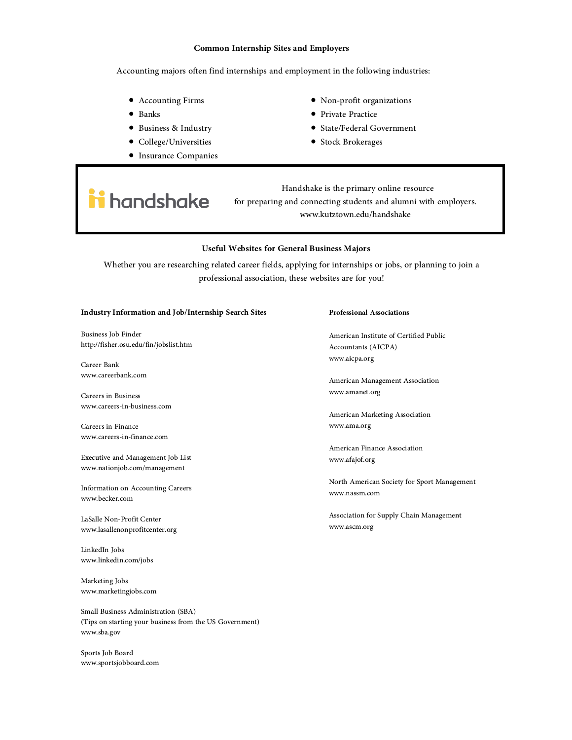### Common Internship Sites and Employers

Accounting majors often find internships and employment in the following industries:

- Accounting Firms
- Banks
- Business & Industry
- College/Universities
- Insurance Companies
- Non-profit organizations
- Private Practice
- State/Federal Government
- Stock Brokerages

handshake

Handshake is the primary online resource
for preparing and connecting students and alumni with employers.
www.kutztown.edu/handshake

### Useful Websites for General Business Majors

Whether you are researching related career fields, applying for internships or jobs, or planning to join a professional association, these websites are for you!

#### Industry Information and Job/Internship Search Sites

Business Job Finder
http://fisher.osu.edu/fin/jobslist.htm

Career Bank
www.careerbank.com

Careers in Business
www.careers-in-business.com

Careers in Finance
www.careers-in-finance.com

Executive and Management Job List
www.nationjob.com/management

Information on Accounting Careers
www.becker.com

LaSalle Non-Profit Center
www.lasallenonprofitcenter.org

LinkedIn Jobs
www.linkedin.com/jobs

Marketing Jobs
www.marketingjobs.com

Small Business Administration (SBA)
(Tips on starting your business from the US Government)
www.sba.gov

Sports Job Board
www.sportsjobboard.com

#### Professional Associations

American Institute of Certified Public Accountants (AICPA)
www.aicpa.org

American Management Association
www.amanet.org

American Marketing Association
www.ama.org

American Finance Association
www.afajof.org

North American Society for Sport Management
www.nassm.com

Association for Supply Chain Management
www.ascm.org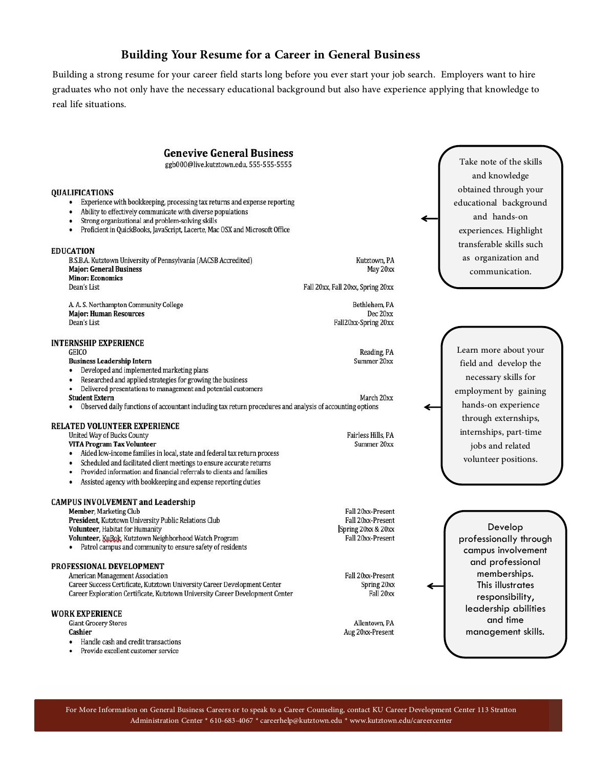# Building Your Resume for a Career in General Business

Building a strong resume for your career field starts long before you ever start your job search. Employers want to hire graduates who not only have the necessary educational background but also have experience applying that knowledge to real life situations.

## Genevive General Business

ggb000@live.kutztown.edu, 555-555-5555

### QUALIFICATIONS

- Experience with bookkeeping, processing tax returns and expense reporting
- Ability to effectively communicate with diverse populations
- Strong organizational and problem-solving skills
- Proficient in QuickBooks, JavaScript, Lacerte, Mac OSX and Microsoft Office

> Take note of the skills and knowledge obtained through your educational background and hands-on experiences. Highlight transferable skills such as organization and communication.

### EDUCATION

B.S.B.A. Kutztown University of Pennsylvania (AACSB Accredited) — Kutztown, PA
**Major: General Business** — May 20xx
**Minor: Economics**
Dean's List — Fall 20xx, Fall 20xx, Spring 20xx

A. A. S. Northampton Community College — Bethlehem, PA
**Major: Human Resources** — Dec 20xx
Dean's List — Fall20xx-Spring 20xx

### INTERNSHIP EXPERIENCE

GEICO — Reading, PA
**Business Leadership Intern** — Summer 20xx

- Developed and implemented marketing plans
- Researched and applied strategies for growing the business
- Delivered presentations to management and potential customers

**Student Extern** — March 20xx

- Observed daily functions of accountant including tax return procedures and analysis of accounting options

> Learn more about your field and develop the necessary skills for employment by gaining hands-on experience through externships, internships, part-time jobs and related volunteer positions.

### RELATED VOLUNTEER EXPERIENCE

United Way of Bucks County — Fairless Hills, PA
**VITA Program Tax Volunteer** — Summer 20xx

- Aided low-income families in local, state and federal tax return process
- Scheduled and facilitated client meetings to ensure accurate returns
- Provided information and financial referrals to clients and families
- Assisted agency with bookkeeping and expense reporting duties

### CAMPUS INVOLVEMENT and Leadership

**Member**, Marketing Club — Fall 20xx-Present
**President**, Kutztown University Public Relations Club — Fall 20xx-Present
**Volunteer**, Habitat for Humanity — Spring 20xx & 20xx
**Volunteer**, KuBok, Kutztown Neighborhood Watch Program — Fall 20xx-Present

- Patrol campus and community to ensure safety of residents

### PROFESSIONAL DEVELOPMENT

American Management Association — Fall 20xx-Present
Career Success Certificate, Kutztown University Career Development Center — Spring 20xx
Career Exploration Certificate, Kutztown University Career Development Center — Fall 20xx

> Develop professionally through campus involvement and professional memberships. This illustrates responsibility, leadership abilities and time management skills.

### WORK EXPERIENCE

Giant Grocery Stores — Allentown, PA
**Cashier** — Aug 20xx-Present

- Handle cash and credit transactions
- Provide excellent customer service

---

For More Information on General Business Careers or to speak to a Career Counseling, contact KU Career Development Center 113 Stratton Administration Center * 610-683-4067 * careerhelp@kutztown.edu * www.kutztown.edu/careercenter